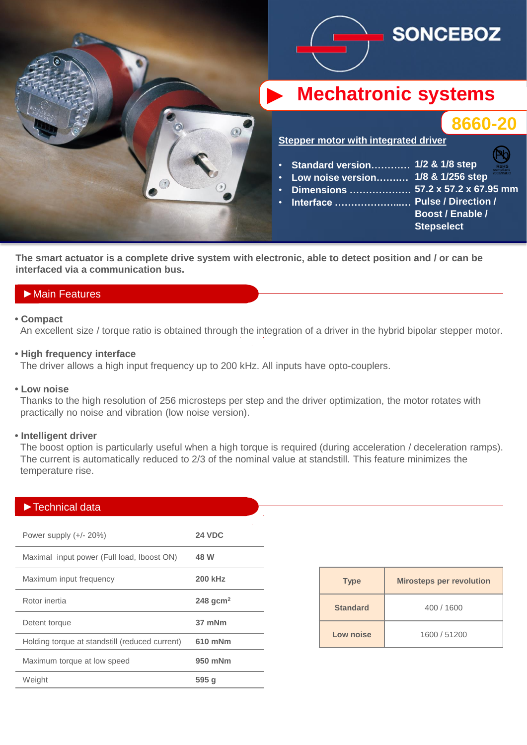SONCEBOZ

# Mechatronic systems

## 8660-20

**Stepper motor with integrated driver**

- **Standard version............ 1/2 & 1/8 step**
- **Low noise version.......... 1/8 & 1/256 step**
- **Dimensions .................. 57.2 x 57.2 x 67.95 mm**
- **Interface ......................... Pulse / Direction / Boost / Enable / Stepselect**

RoHS compliant 2002/95/EC

**The smart actuator is a complete drive system with electronic, able to detect position and / or can be interfaced via a communication bus.**

## ►Main Features

**• Compact**
An excellent size / torque ratio is obtained through the integration of a driver in the hybrid bipolar stepper motor.

**• High frequency interface**
The driver allows a high input frequency up to 200 kHz. All inputs have opto-couplers.

**• Low noise**
Thanks to the high resolution of 256 microsteps per step and the driver optimization, the motor rotates with practically no noise and vibration (low noise version).

**• Intelligent driver**
The boost option is particularly useful when a high torque is required (during acceleration / deceleration ramps). The current is automatically reduced to 2/3 of the nominal value at standstill. This feature minimizes the temperature rise.

## ►Technical data

| | |
|---|---|
| Power supply (+/- 20%) | **24 VDC** |
| Maximal input power (Full load, Iboost ON) | **48 W** |
| Maximum input frequency | **200 kHz** |
| Rotor inertia | **248 gcm$^2$** |
| Detent torque | **37 mNm** |
| Holding torque at standstill (reduced current) | **610 mNm** |
| Maximum torque at low speed | **950 mNm** |
| Weight | **595 g** |

| Type | Mirosteps per revolution |
|---|---|
| **Standard** | 400 / 1600 |
| **Low noise** | 1600 / 51200 |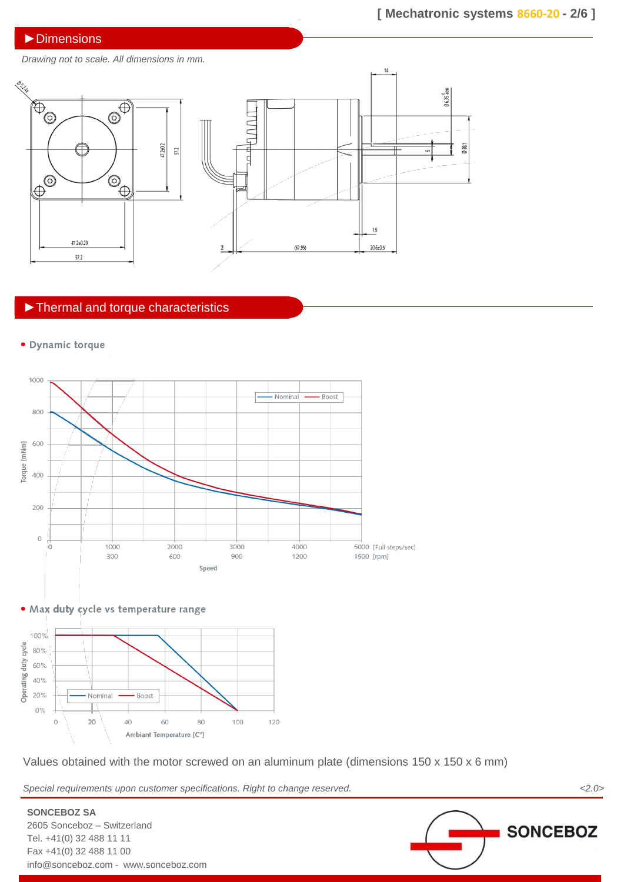## ►Dimensions

*Drawing not to scale. All dimensions in mm.*

## ►Thermal and torque characteristics

- **Dynamic torque**

- **Max duty cycle vs temperature range**

Values obtained with the motor screwed on an aluminum plate (dimensions 150 x 150 x 6 mm)

*Special requirements upon customer specifications. Right to change reserved.*

**SONCEBOZ SA**
2605 Sonceboz – Switzerland
Tel. +41(0) 32 488 11 11
Fax +41(0) 32 488 11 00
info@sonceboz.com - www.sonceboz.com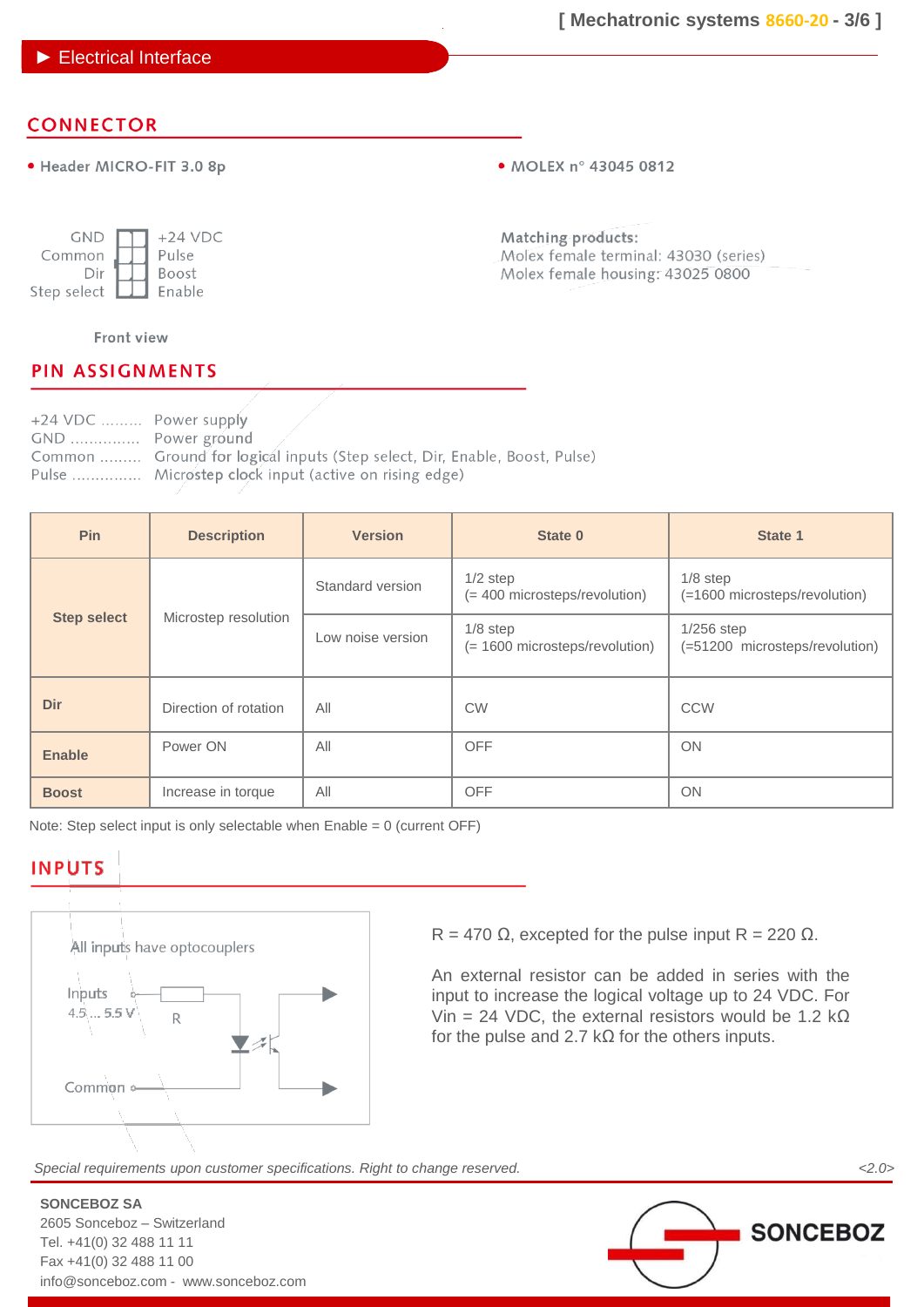## ► Electrical Interface

### CONNECTOR

- Header MICRO-FIT 3.0 8p
- MOLEX n° 43045 0812

| | | |
|---|---|---|
| GND | | +24 VDC |
| Common | | Pulse |
| Dir | | Boost |
| Step select | | Enable |

Front view

**Matching products:**
Molex female terminal: 43030 (series)
Molex female housing: 43025 0800

### PIN ASSIGNMENTS

+24 VDC ......... Power supply
GND ............... Power ground
Common ......... Ground for logical inputs (Step select, Dir, Enable, Boost, Pulse)
Pulse ............... Microstep clock input (active on rising edge)

| Pin | Description | Version | State 0 | State 1 |
|---|---|---|---|---|
| Step select | Microstep resolution | Standard version | 1/2 step (= 400 microsteps/revolution) | 1/8 step (=1600 microsteps/revolution) |
| | | Low noise version | 1/8 step (= 1600 microsteps/revolution) | 1/256 step (=51200 microsteps/revolution) |
| Dir | Direction of rotation | All | CW | CCW |
| Enable | Power ON | All | OFF | ON |
| Boost | Increase in torque | All | OFF | ON |

Note: Step select input is only selectable when Enable = 0 (current OFF)

### INPUTS

All inputs have optocouplers

Inputs 4.5 ... 5.5 V — R

Common

R = 470 Ω, excepted for the pulse input R = 220 Ω.

An external resistor can be added in series with the input to increase the logical voltage up to 24 VDC. For Vin = 24 VDC, the external resistors would be 1.2 kΩ for the pulse and 2.7 kΩ for the others inputs.

*Special requirements upon customer specifications. Right to change reserved.* <2.0>

SONCEBOZ SA
2605 Sonceboz – Switzerland
Tel. +41(0) 32 488 11 11
Fax +41(0) 32 488 11 00
info@sonceboz.com - www.sonceboz.com

SONCEBOZ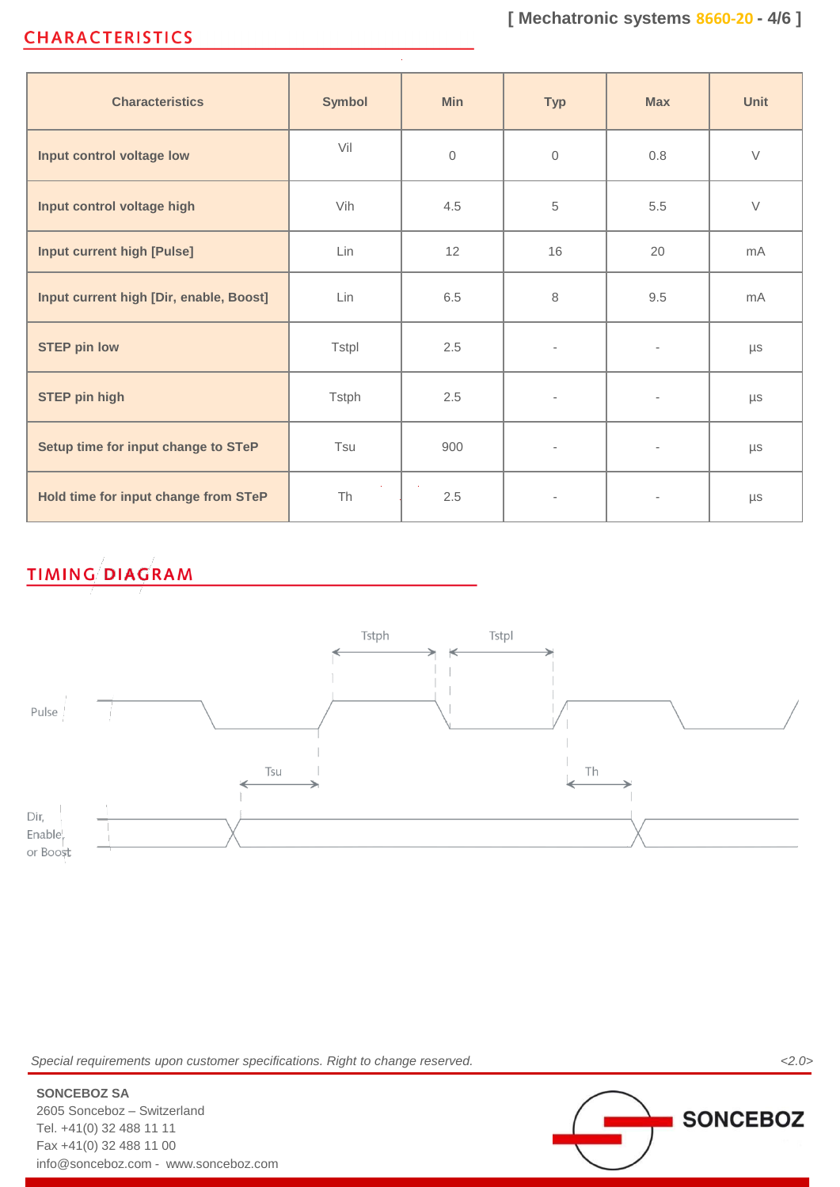## CHARACTERISTICS

| Characteristics | Symbol | Min | Typ | Max | Unit |
|---|---|---|---|---|---|
| Input control voltage low | Vil | 0 | 0 | 0.8 | V |
| Input control voltage high | Vih | 4.5 | 5 | 5.5 | V |
| Input current high [Pulse] | Lin | 12 | 16 | 20 | mA |
| Input current high [Dir, enable, Boost] | Lin | 6.5 | 8 | 9.5 | mA |
| STEP pin low | Tstpl | 2.5 | - | - | µs |
| STEP pin high | Tstph | 2.5 | - | - | µs |
| Setup time for input change to STeP | Tsu | 900 | - | - | µs |
| Hold time for input change from STeP | Th | 2.5 | - | - | µs |

## TIMING DIAGRAM

Tstph   Tstpl

Pulse

Tsu   Th

Dir, Enable or Boost

*Special requirements upon customer specifications. Right to change reserved.* <2.0>

SONCEBOZ SA
2605 Sonceboz – Switzerland
Tel. +41(0) 32 488 11 11
Fax +41(0) 32 488 11 00
info@sonceboz.com - www.sonceboz.com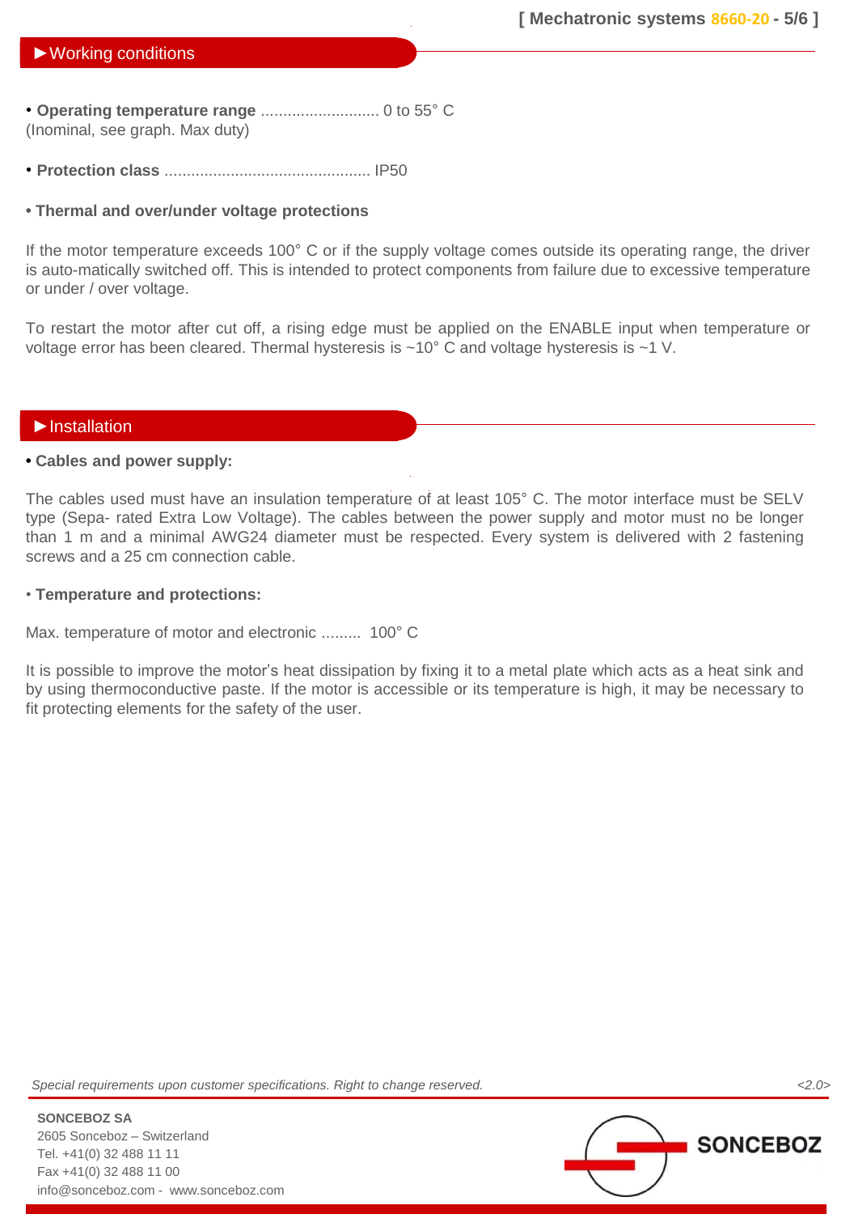## ►Working conditions

- **Operating temperature range** ........................... 0 to 55° C
(Inominal, see graph. Max duty)

- **Protection class** ............................................... IP50

- **Thermal and over/under voltage protections**

If the motor temperature exceeds 100° C or if the supply voltage comes outside its operating range, the driver is auto-matically switched off. This is intended to protect components from failure due to excessive temperature or under / over voltage.

To restart the motor after cut off, a rising edge must be applied on the ENABLE input when temperature or voltage error has been cleared. Thermal hysteresis is ~10° C and voltage hysteresis is ~1 V.

## ►Installation

- **Cables and power supply:**

The cables used must have an insulation temperature of at least 105° C. The motor interface must be SELV type (Sepa- rated Extra Low Voltage). The cables between the power supply and motor must no be longer than 1 m and a minimal AWG24 diameter must be respected. Every system is delivered with 2 fastening screws and a 25 cm connection cable.

- **Temperature and protections:**

Max. temperature of motor and electronic ......... 100° C

It is possible to improve the motor's heat dissipation by fixing it to a metal plate which acts as a heat sink and by using thermoconductive paste. If the motor is accessible or its temperature is high, it may be necessary to fit protecting elements for the safety of the user.

*Special requirements upon customer specifications. Right to change reserved.* <2.0>

**SONCEBOZ SA**
2605 Sonceboz – Switzerland
Tel. +41(0) 32 488 11 11
Fax +41(0) 32 488 11 00
info@sonceboz.com - www.sonceboz.com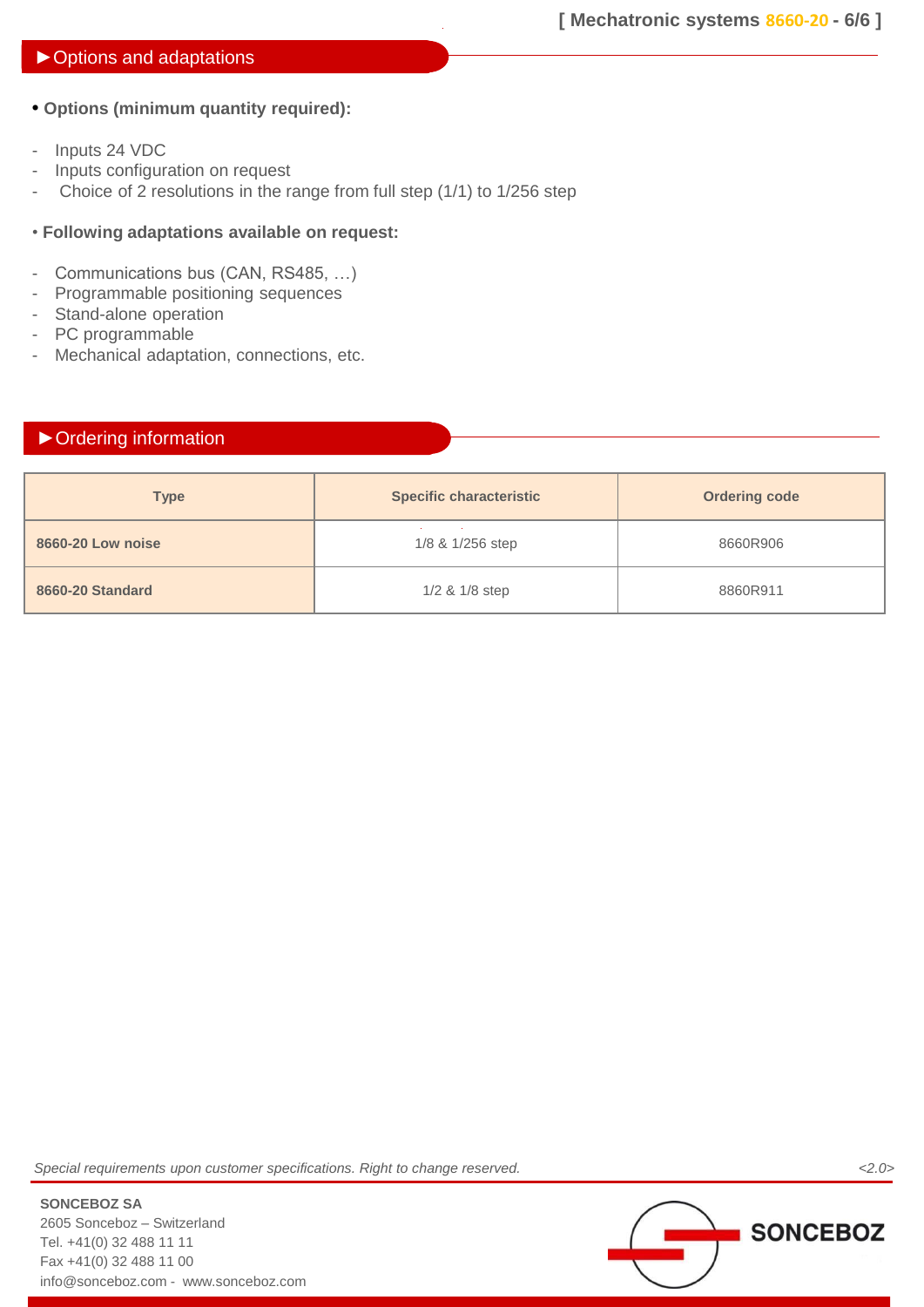## ►Options and adaptations

**• Options (minimum quantity required):**

- Inputs 24 VDC
- Inputs configuration on request
- Choice of 2 resolutions in the range from full step (1/1) to 1/256 step

**• Following adaptations available on request:**

- Communications bus (CAN, RS485, …)
- Programmable positioning sequences
- Stand-alone operation
- PC programmable
- Mechanical adaptation, connections, etc.

## ►Ordering information

| Type | Specific characteristic | Ordering code |
|---|---|---|
| **8660-20 Low noise** | 1/8 & 1/256 step | 8660R906 |
| **8660-20 Standard** | 1/2 & 1/8 step | 8860R911 |

*Special requirements upon customer specifications. Right to change reserved.*

<2.0>

**SONCEBOZ SA**
2605 Sonceboz – Switzerland
Tel. +41(0) 32 488 11 11
Fax +41(0) 32 488 11 00
info@sonceboz.com - www.sonceboz.com

SONCEBOZ